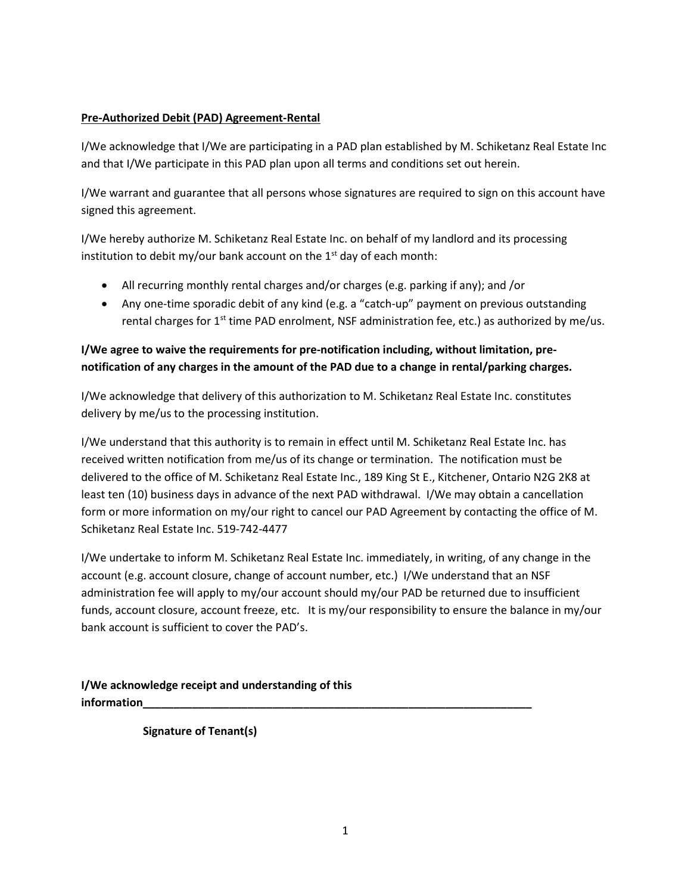**<u>Pre-Authorized Debit (PAD) Agreement-Rental</u>**

I/We acknowledge that I/We are participating in a PAD plan established by M. Schiketanz Real Estate Inc and that I/We participate in this PAD plan upon all terms and conditions set out herein.

I/We warrant and guarantee that all persons whose signatures are required to sign on this account have signed this agreement.

I/We hereby authorize M. Schiketanz Real Estate Inc. on behalf of my landlord and its processing institution to debit my/our bank account on the 1st day of each month:

- All recurring monthly rental charges and/or charges (e.g. parking if any); and /or
- Any one-time sporadic debit of any kind (e.g. a "catch-up" payment on previous outstanding rental charges for 1st time PAD enrolment, NSF administration fee, etc.) as authorized by me/us.

**I/We agree to waive the requirements for pre-notification including, without limitation, pre-notification of any charges in the amount of the PAD due to a change in rental/parking charges.**

I/We acknowledge that delivery of this authorization to M. Schiketanz Real Estate Inc. constitutes delivery by me/us to the processing institution.

I/We understand that this authority is to remain in effect until M. Schiketanz Real Estate Inc. has received written notification from me/us of its change or termination. The notification must be delivered to the office of M. Schiketanz Real Estate Inc., 189 King St E., Kitchener, Ontario N2G 2K8 at least ten (10) business days in advance of the next PAD withdrawal. I/We may obtain a cancellation form or more information on my/our right to cancel our PAD Agreement by contacting the office of M. Schiketanz Real Estate Inc. 519-742-4477

I/We undertake to inform M. Schiketanz Real Estate Inc. immediately, in writing, of any change in the account (e.g. account closure, change of account number, etc.) I/We understand that an NSF administration fee will apply to my/our account should my/our PAD be returned due to insufficient funds, account closure, account freeze, etc. It is my/our responsibility to ensure the balance in my/our bank account is sufficient to cover the PAD's.

**I/We acknowledge receipt and understanding of this information**\_\_\_\_\_\_\_\_\_\_\_\_\_\_\_\_\_\_\_\_\_\_\_\_\_\_\_\_\_\_\_\_\_\_\_\_\_\_\_\_\_\_\_\_\_\_\_\_\_\_\_\_\_\_\_\_\_\_\_\_\_\_

**Signature of Tenant(s)**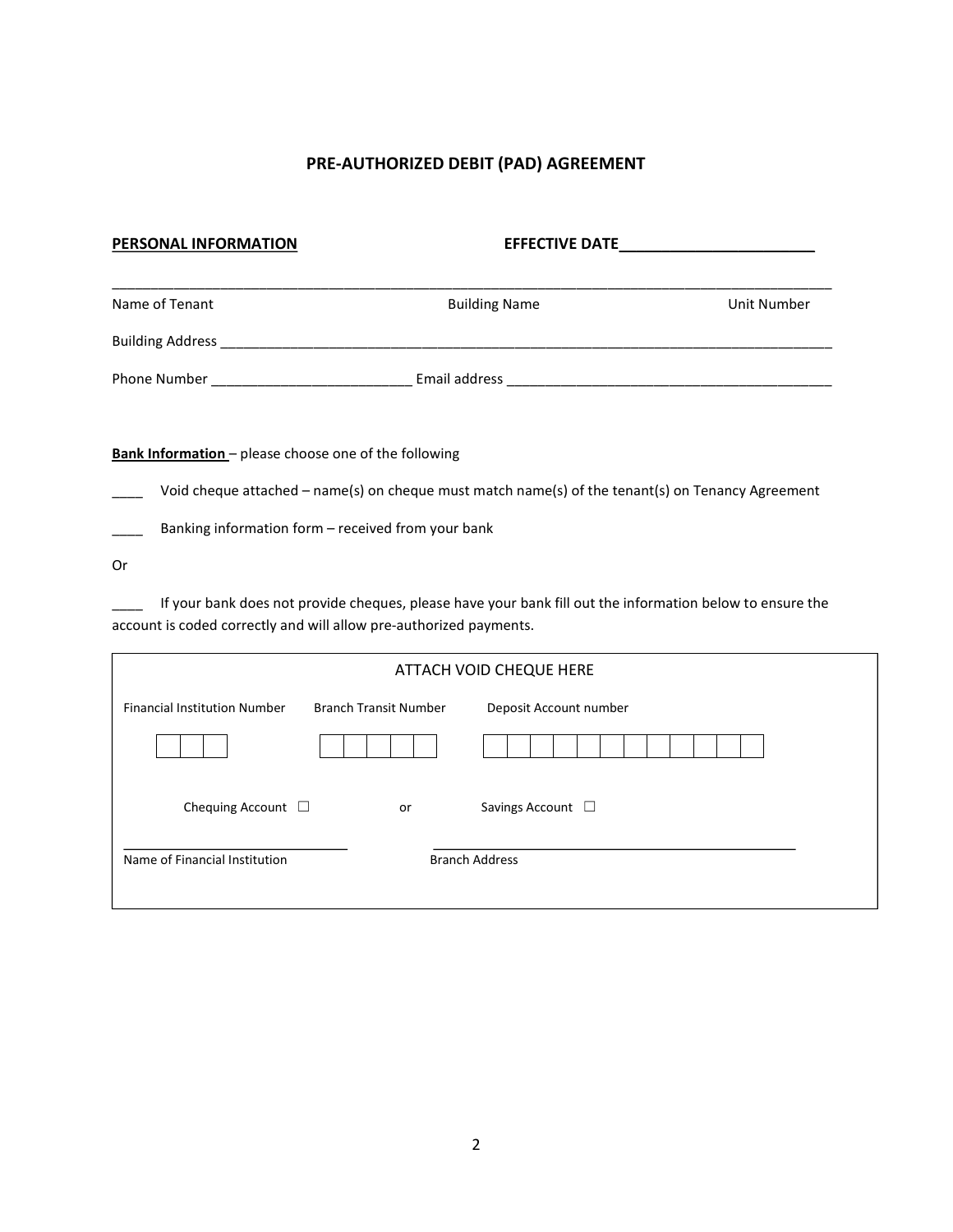# PRE-AUTHORIZED DEBIT (PAD) AGREEMENT

**PERSONAL INFORMATION** **EFFECTIVE DATE______________________**

_____________________________________________________________________________________

Name of Tenant Building Name Unit Number

Building Address ______________________________________________________________________

Phone Number _________________________ Email address _________________________________________

**Bank Information** – please choose one of the following

____ Void cheque attached – name(s) on cheque must match name(s) of the tenant(s) on Tenancy Agreement

____ Banking information form – received from your bank

Or

____ If your bank does not provide cheques, please have your bank fill out the information below to ensure the account is coded correctly and will allow pre-authorized payments.

| ATTACH VOID CHEQUE HERE | | |
|---|---|---|
| Financial Institution Number | Branch Transit Number | Deposit Account number |
| ☐☐☐ | ☐☐☐☐☐ | ☐☐☐☐☐☐☐☐☐☐☐☐ |
| Chequing Account ☐ | or | Savings Account ☐ |
| ____________________________ | | ____________________________________________ |
| Name of Financial Institution | | Branch Address |